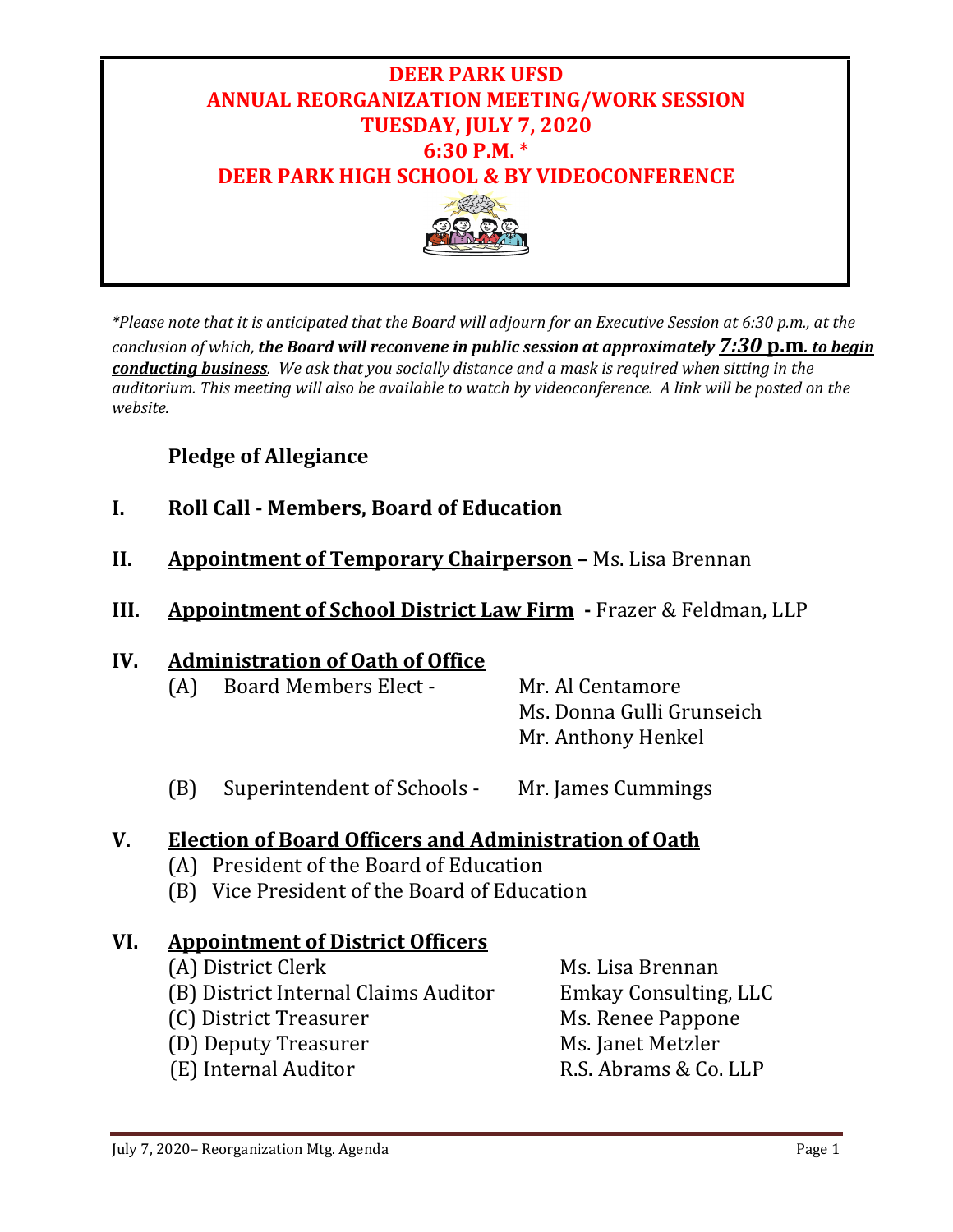# DEER PARK UFSD
# ANNUAL REORGANIZATION MEETING/WORK SESSION
# TUESDAY, JULY 7, 2020
# 6:30 P.M. *
# DEER PARK HIGH SCHOOL & BY VIDEOCONFERENCE

*\*Please note that it is anticipated that the Board will adjourn for an Executive Session at 6:30 p.m., at the conclusion of which,* ***the Board will reconvene in public session at approximately 7:30 p.m. to begin conducting business****. We ask that you socially distance and a mask is required when sitting in the auditorium. This meeting will also be available to watch by videoconference. A link will be posted on the website.*

**Pledge of Allegiance**

**I. Roll Call - Members, Board of Education**

**II. Appointment of Temporary Chairperson** – Ms. Lisa Brennan

**III. Appointment of School District Law Firm** - Frazer & Feldman, LLP

**IV. Administration of Oath of Office**

(A) Board Members Elect - Mr. Al Centamore
Ms. Donna Gulli Grunseich
Mr. Anthony Henkel

(B) Superintendent of Schools - Mr. James Cummings

**V. Election of Board Officers and Administration of Oath**

(A) President of the Board of Education
(B) Vice President of the Board of Education

**VI. Appointment of District Officers**

(A) District Clerk — Ms. Lisa Brennan
(B) District Internal Claims Auditor — Emkay Consulting, LLC
(C) District Treasurer — Ms. Renee Pappone
(D) Deputy Treasurer — Ms. Janet Metzler
(E) Internal Auditor — R.S. Abrams & Co. LLP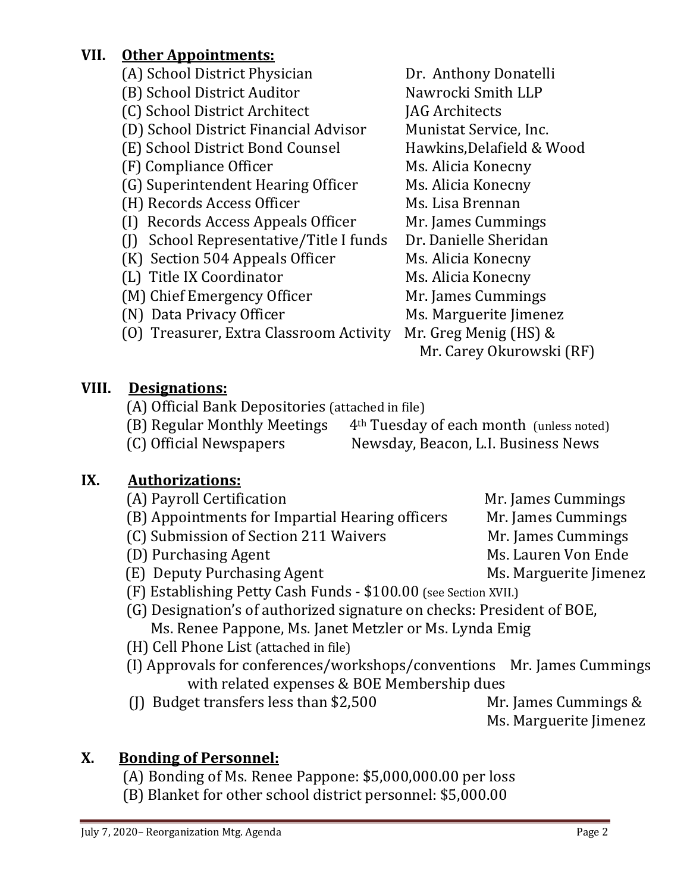## VII. Other Appointments:

(A) School District Physician — Dr. Anthony Donatelli
(B) School District Auditor — Nawrocki Smith LLP
(C) School District Architect — JAG Architects
(D) School District Financial Advisor — Munistat Service, Inc.
(E) School District Bond Counsel — Hawkins,Delafield & Wood
(F) Compliance Officer — Ms. Alicia Konecny
(G) Superintendent Hearing Officer — Ms. Alicia Konecny
(H) Records Access Officer — Ms. Lisa Brennan
(I) Records Access Appeals Officer — Mr. James Cummings
(J) School Representative/Title I funds — Dr. Danielle Sheridan
(K) Section 504 Appeals Officer — Ms. Alicia Konecny
(L) Title IX Coordinator — Ms. Alicia Konecny
(M) Chief Emergency Officer — Mr. James Cummings
(N) Data Privacy Officer — Ms. Marguerite Jimenez
(O) Treasurer, Extra Classroom Activity — Mr. Greg Menig (HS) & Mr. Carey Okurowski (RF)

## VIII. Designations:

(A) Official Bank Depositories (attached in file)
(B) Regular Monthly Meetings — 4th Tuesday of each month (unless noted)
(C) Official Newspapers — Newsday, Beacon, L.I. Business News

## IX. Authorizations:

(A) Payroll Certification — Mr. James Cummings
(B) Appointments for Impartial Hearing officers — Mr. James Cummings
(C) Submission of Section 211 Waivers — Mr. James Cummings
(D) Purchasing Agent — Ms. Lauren Von Ende
(E) Deputy Purchasing Agent — Ms. Marguerite Jimenez
(F) Establishing Petty Cash Funds - $100.00 (see Section XVII.)
(G) Designation's of authorized signature on checks: President of BOE, Ms. Renee Pappone, Ms. Janet Metzler or Ms. Lynda Emig
(H) Cell Phone List (attached in file)
(I) Approvals for conferences/workshops/conventions with related expenses & BOE Membership dues — Mr. James Cummings
(J) Budget transfers less than $2,500 — Mr. James Cummings & Ms. Marguerite Jimenez

## X. Bonding of Personnel:

(A) Bonding of Ms. Renee Pappone: $5,000,000.00 per loss
(B) Blanket for other school district personnel: $5,000.00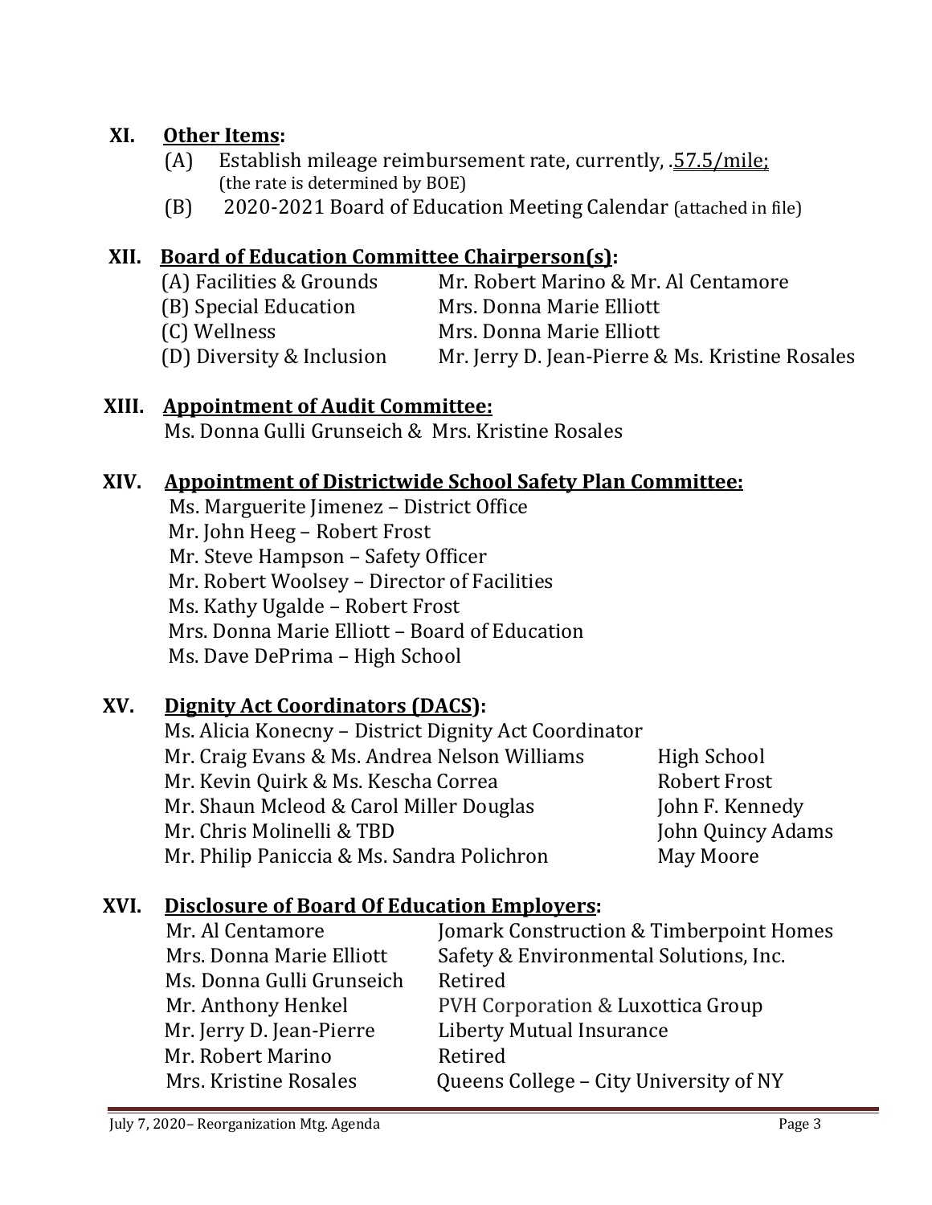## XI. Other Items:

(A) Establish mileage reimbursement rate, currently, .57.5/mile;
(the rate is determined by BOE)

(B) 2020-2021 Board of Education Meeting Calendar (attached in file)

## XII. Board of Education Committee Chairperson(s):

| | |
|---|---|
| (A) Facilities & Grounds | Mr. Robert Marino & Mr. Al Centamore |
| (B) Special Education | Mrs. Donna Marie Elliott |
| (C) Wellness | Mrs. Donna Marie Elliott |
| (D) Diversity & Inclusion | Mr. Jerry D. Jean-Pierre & Ms. Kristine Rosales |

## XIII. Appointment of Audit Committee:

Ms. Donna Gulli Grunseich & Mrs. Kristine Rosales

## XIV. Appointment of Districtwide School Safety Plan Committee:

Ms. Marguerite Jimenez – District Office
Mr. John Heeg – Robert Frost
Mr. Steve Hampson – Safety Officer
Mr. Robert Woolsey – Director of Facilities
Ms. Kathy Ugalde – Robert Frost
Mrs. Donna Marie Elliott – Board of Education
Ms. Dave DePrima – High School

## XV. Dignity Act Coordinators (DACS):

Ms. Alicia Konecny – District Dignity Act Coordinator

| | |
|---|---|
| Mr. Craig Evans & Ms. Andrea Nelson Williams | High School |
| Mr. Kevin Quirk & Ms. Kescha Correa | Robert Frost |
| Mr. Shaun Mcleod & Carol Miller Douglas | John F. Kennedy |
| Mr. Chris Molinelli & TBD | John Quincy Adams |
| Mr. Philip Paniccia & Ms. Sandra Polichron | May Moore |

## XVI. Disclosure of Board Of Education Employers:

| | |
|---|---|
| Mr. Al Centamore | Jomark Construction & Timberpoint Homes |
| Mrs. Donna Marie Elliott | Safety & Environmental Solutions, Inc. |
| Ms. Donna Gulli Grunseich | Retired |
| Mr. Anthony Henkel | PVH Corporation & Luxottica Group |
| Mr. Jerry D. Jean-Pierre | Liberty Mutual Insurance |
| Mr. Robert Marino | Retired |
| Mrs. Kristine Rosales | Queens College – City University of NY |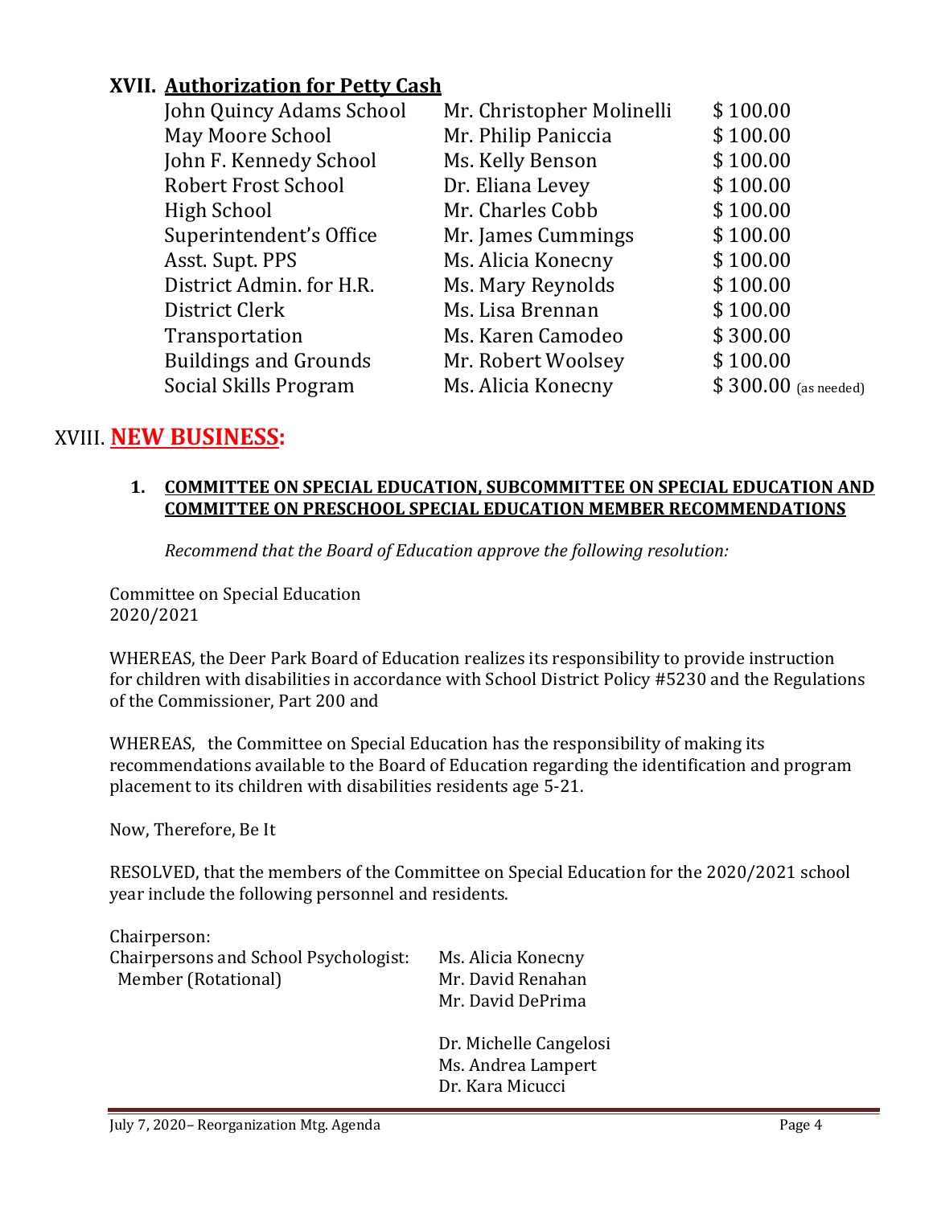## XVII. Authorization for Petty Cash

| | | |
|---|---|---|
| John Quincy Adams School | Mr. Christopher Molinelli | $ 100.00 |
| May Moore School | Mr. Philip Paniccia | $ 100.00 |
| John F. Kennedy School | Ms. Kelly Benson | $ 100.00 |
| Robert Frost School | Dr. Eliana Levey | $ 100.00 |
| High School | Mr. Charles Cobb | $ 100.00 |
| Superintendent's Office | Mr. James Cummings | $ 100.00 |
| Asst. Supt. PPS | Ms. Alicia Konecny | $ 100.00 |
| District Admin. for H.R. | Ms. Mary Reynolds | $ 100.00 |
| District Clerk | Ms. Lisa Brennan | $ 100.00 |
| Transportation | Ms. Karen Camodeo | $ 300.00 |
| Buildings and Grounds | Mr. Robert Woolsey | $ 100.00 |
| Social Skills Program | Ms. Alicia Konecny | $ 300.00 (as needed) |

## XVIII. NEW BUSINESS:

### 1. COMMITTEE ON SPECIAL EDUCATION, SUBCOMMITTEE ON SPECIAL EDUCATION AND COMMITTEE ON PRESCHOOL SPECIAL EDUCATION MEMBER RECOMMENDATIONS

*Recommend that the Board of Education approve the following resolution:*

Committee on Special Education
2020/2021

WHEREAS, the Deer Park Board of Education realizes its responsibility to provide instruction for children with disabilities in accordance with School District Policy #5230 and the Regulations of the Commissioner, Part 200 and

WHEREAS, the Committee on Special Education has the responsibility of making its recommendations available to the Board of Education regarding the identification and program placement to its children with disabilities residents age 5-21.

Now, Therefore, Be It

RESOLVED, that the members of the Committee on Special Education for the 2020/2021 school year include the following personnel and residents.

| | |
|---|---|
| Chairperson: | |
| Chairpersons and School Psychologist: | Ms. Alicia Konecny |
| Member (Rotational) | Mr. David Renahan |
| | Mr. David DePrima |
| | |
| | Dr. Michelle Cangelosi |
| | Ms. Andrea Lampert |
| | Dr. Kara Micucci |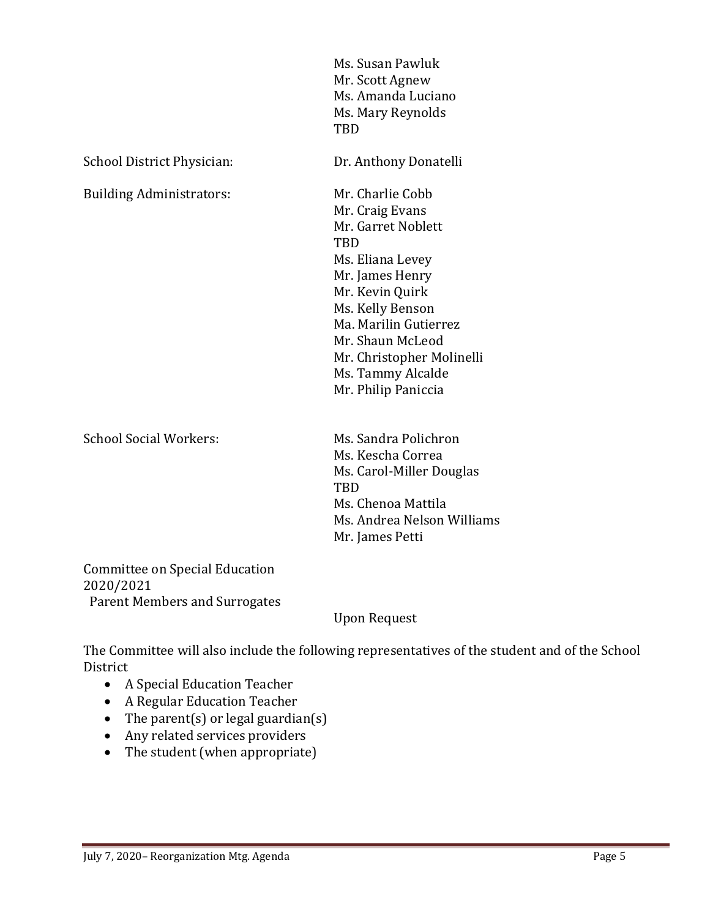| | |
|---|---|
| | Ms. Susan Pawluk<br>Mr. Scott Agnew<br>Ms. Amanda Luciano<br>Ms. Mary Reynolds<br>TBD |
| School District Physician: | Dr. Anthony Donatelli |
| Building Administrators: | Mr. Charlie Cobb<br>Mr. Craig Evans<br>Mr. Garret Noblett<br>TBD<br>Ms. Eliana Levey<br>Mr. James Henry<br>Mr. Kevin Quirk<br>Ms. Kelly Benson<br>Ma. Marilin Gutierrez<br>Mr. Shaun McLeod<br>Mr. Christopher Molinelli<br>Ms. Tammy Alcalde<br>Mr. Philip Paniccia |
| School Social Workers: | Ms. Sandra Polichron<br>Ms. Kescha Correa<br>Ms. Carol-Miller Douglas<br>TBD<br>Ms. Chenoa Mattila<br>Ms. Andrea Nelson Williams<br>Mr. James Petti |
| Committee on Special Education 2020/2021<br>Parent Members and Surrogates | Upon Request |

The Committee will also include the following representatives of the student and of the School District

- A Special Education Teacher
- A Regular Education Teacher
- The parent(s) or legal guardian(s)
- Any related services providers
- The student (when appropriate)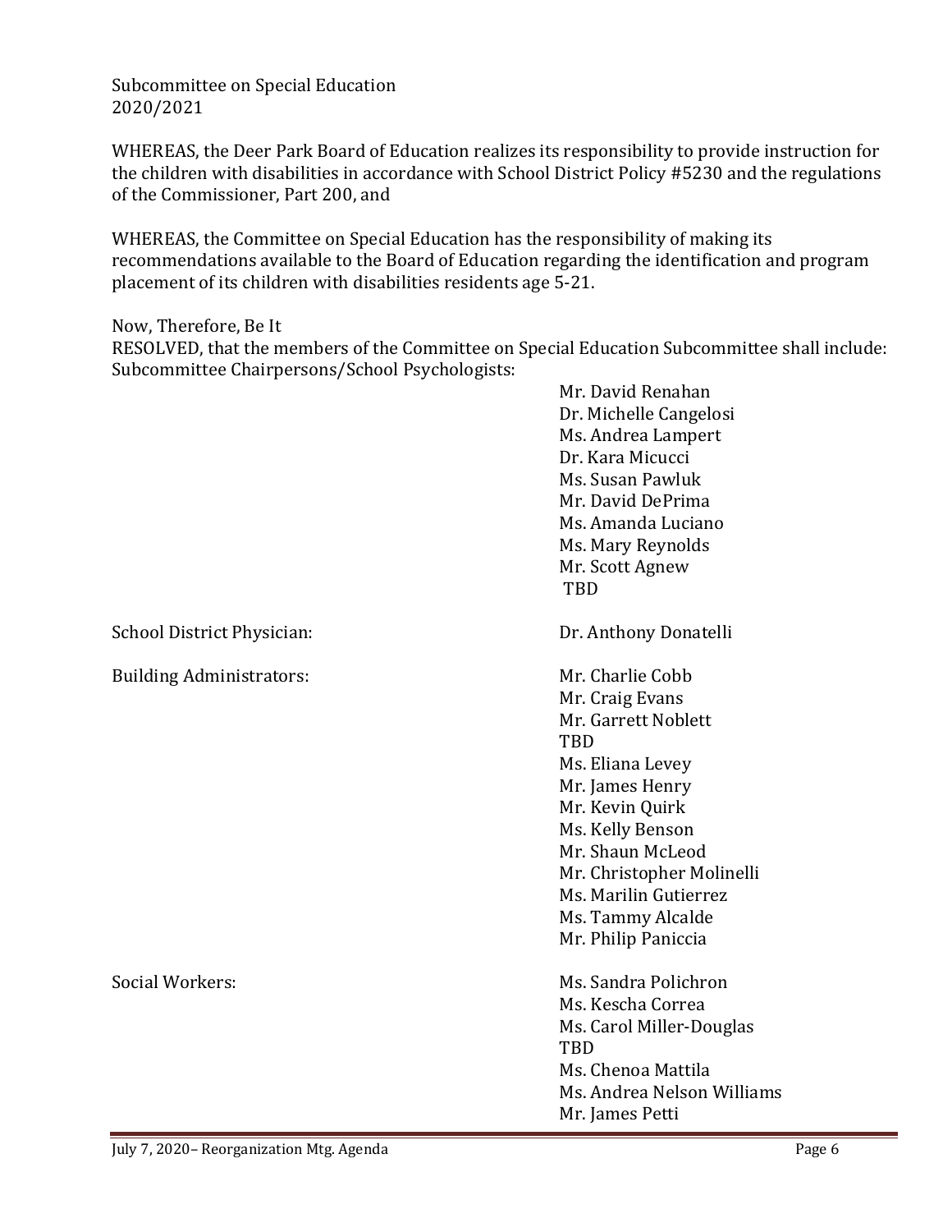Subcommittee on Special Education
2020/2021

WHEREAS, the Deer Park Board of Education realizes its responsibility to provide instruction for the children with disabilities in accordance with School District Policy #5230 and the regulations of the Commissioner, Part 200, and

WHEREAS, the Committee on Special Education has the responsibility of making its recommendations available to the Board of Education regarding the identification and program placement of its children with disabilities residents age 5-21.

Now, Therefore, Be It
RESOLVED, that the members of the Committee on Special Education Subcommittee shall include:
Subcommittee Chairpersons/School Psychologists:

Mr. David Renahan
Dr. Michelle Cangelosi
Ms. Andrea Lampert
Dr. Kara Micucci
Ms. Susan Pawluk
Mr. David DePrima
Ms. Amanda Luciano
Ms. Mary Reynolds
Mr. Scott Agnew
TBD

School District Physician: Dr. Anthony Donatelli

Building Administrators:

Mr. Charlie Cobb
Mr. Craig Evans
Mr. Garrett Noblett
TBD
Ms. Eliana Levey
Mr. James Henry
Mr. Kevin Quirk
Ms. Kelly Benson
Mr. Shaun McLeod
Mr. Christopher Molinelli
Ms. Marilin Gutierrez
Ms. Tammy Alcalde
Mr. Philip Paniccia

Social Workers:

Ms. Sandra Polichron
Ms. Kescha Correa
Ms. Carol Miller-Douglas
TBD
Ms. Chenoa Mattila
Ms. Andrea Nelson Williams
Mr. James Petti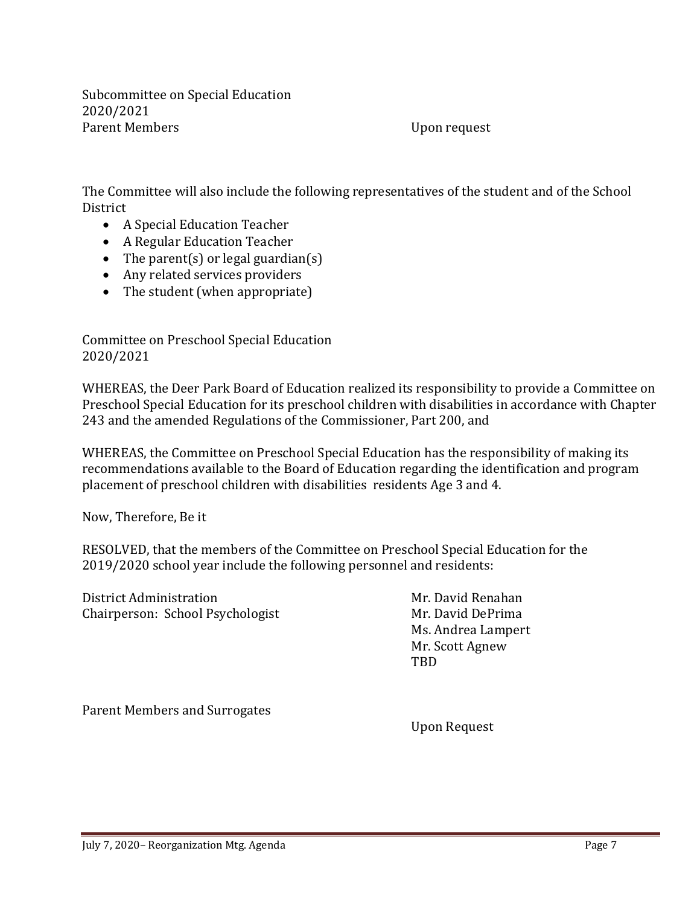Subcommittee on Special Education
2020/2021

| | |
|---|---|
| Parent Members | Upon request |

The Committee will also include the following representatives of the student and of the School District

- A Special Education Teacher
- A Regular Education Teacher
- The parent(s) or legal guardian(s)
- Any related services providers
- The student (when appropriate)

Committee on Preschool Special Education
2020/2021

WHEREAS, the Deer Park Board of Education realized its responsibility to provide a Committee on Preschool Special Education for its preschool children with disabilities in accordance with Chapter 243 and the amended Regulations of the Commissioner, Part 200, and

WHEREAS, the Committee on Preschool Special Education has the responsibility of making its recommendations available to the Board of Education regarding the identification and program placement of preschool children with disabilities residents Age 3 and 4.

Now, Therefore, Be it

RESOLVED, that the members of the Committee on Preschool Special Education for the 2019/2020 school year include the following personnel and residents:

| | |
|---|---|
| District Administration | Mr. David Renahan |
| Chairperson: School Psychologist | Mr. David DePrima |
| | Ms. Andrea Lampert |
| | Mr. Scott Agnew |
| | TBD |
| Parent Members and Surrogates | Upon Request |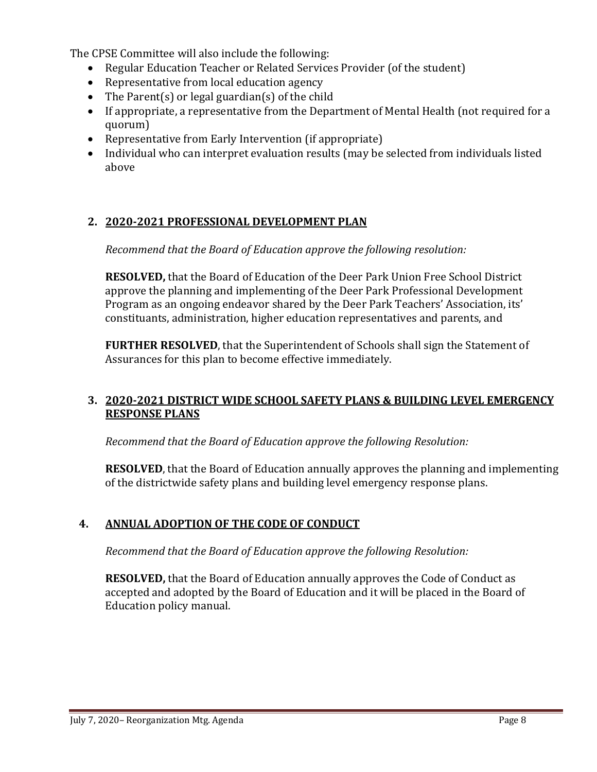The CPSE Committee will also include the following:

- Regular Education Teacher or Related Services Provider (of the student)
- Representative from local education agency
- The Parent(s) or legal guardian(s) of the child
- If appropriate, a representative from the Department of Mental Health (not required for a quorum)
- Representative from Early Intervention (if appropriate)
- Individual who can interpret evaluation results (may be selected from individuals listed above

## 2. 2020-2021 PROFESSIONAL DEVELOPMENT PLAN

*Recommend that the Board of Education approve the following resolution:*

**RESOLVED,** that the Board of Education of the Deer Park Union Free School District approve the planning and implementing of the Deer Park Professional Development Program as an ongoing endeavor shared by the Deer Park Teachers' Association, its' constituents, administration, higher education representatives and parents, and

**FURTHER RESOLVED**, that the Superintendent of Schools shall sign the Statement of Assurances for this plan to become effective immediately.

## 3. 2020-2021 DISTRICT WIDE SCHOOL SAFETY PLANS & BUILDING LEVEL EMERGENCY RESPONSE PLANS

*Recommend that the Board of Education approve the following Resolution:*

**RESOLVED**, that the Board of Education annually approves the planning and implementing of the districtwide safety plans and building level emergency response plans.

## 4. ANNUAL ADOPTION OF THE CODE OF CONDUCT

*Recommend that the Board of Education approve the following Resolution:*

**RESOLVED,** that the Board of Education annually approves the Code of Conduct as accepted and adopted by the Board of Education and it will be placed in the Board of Education policy manual.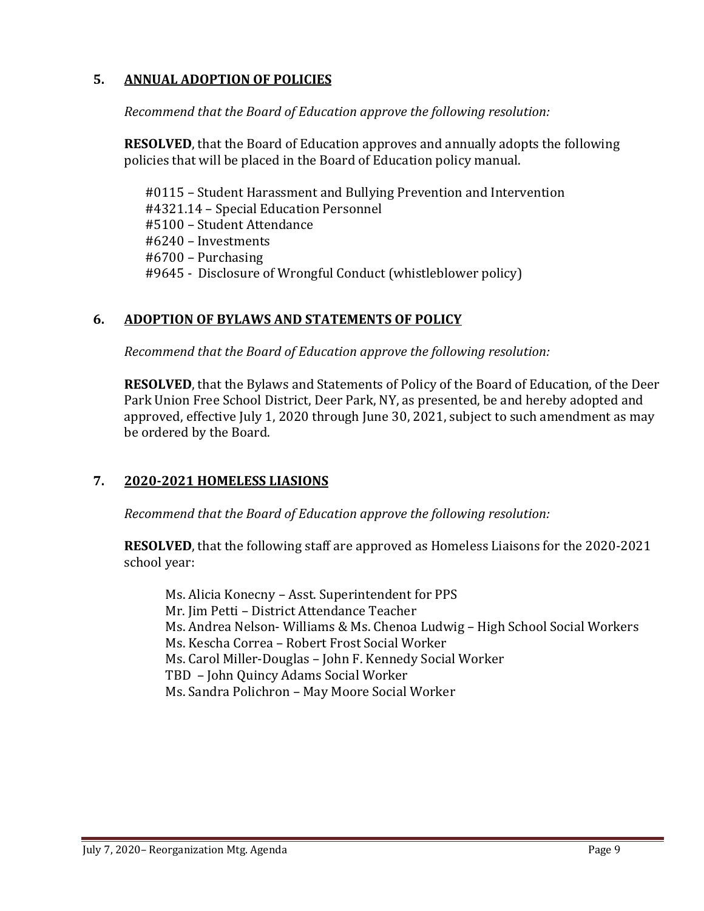## 5. ANNUAL ADOPTION OF POLICIES

*Recommend that the Board of Education approve the following resolution:*

**RESOLVED**, that the Board of Education approves and annually adopts the following policies that will be placed in the Board of Education policy manual.

#0115 – Student Harassment and Bullying Prevention and Intervention
#4321.14 – Special Education Personnel
#5100 – Student Attendance
#6240 – Investments
#6700 – Purchasing
#9645 - Disclosure of Wrongful Conduct (whistleblower policy)

## 6. ADOPTION OF BYLAWS AND STATEMENTS OF POLICY

*Recommend that the Board of Education approve the following resolution:*

**RESOLVED**, that the Bylaws and Statements of Policy of the Board of Education, of the Deer Park Union Free School District, Deer Park, NY, as presented, be and hereby adopted and approved, effective July 1, 2020 through June 30, 2021, subject to such amendment as may be ordered by the Board.

## 7. 2020-2021 HOMELESS LIASIONS

*Recommend that the Board of Education approve the following resolution:*

**RESOLVED**, that the following staff are approved as Homeless Liaisons for the 2020-2021 school year:

Ms. Alicia Konecny – Asst. Superintendent for PPS
Mr. Jim Petti – District Attendance Teacher
Ms. Andrea Nelson- Williams & Ms. Chenoa Ludwig – High School Social Workers
Ms. Kescha Correa – Robert Frost Social Worker
Ms. Carol Miller-Douglas – John F. Kennedy Social Worker
TBD – John Quincy Adams Social Worker
Ms. Sandra Polichron – May Moore Social Worker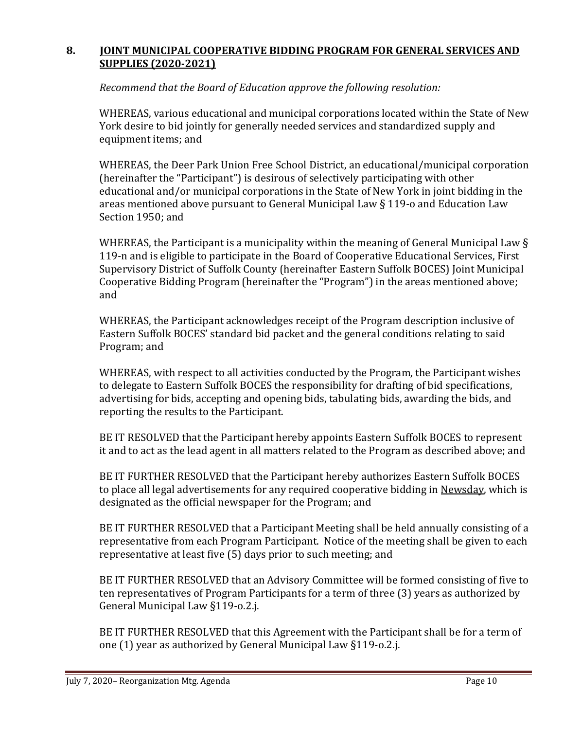## 8. <u>JOINT MUNICIPAL COOPERATIVE BIDDING PROGRAM FOR GENERAL SERVICES AND SUPPLIES (2020-2021)</u>

*Recommend that the Board of Education approve the following resolution:*

WHEREAS, various educational and municipal corporations located within the State of New York desire to bid jointly for generally needed services and standardized supply and equipment items; and

WHEREAS, the Deer Park Union Free School District, an educational/municipal corporation (hereinafter the "Participant") is desirous of selectively participating with other educational and/or municipal corporations in the State of New York in joint bidding in the areas mentioned above pursuant to General Municipal Law § 119-o and Education Law Section 1950; and

WHEREAS, the Participant is a municipality within the meaning of General Municipal Law § 119-n and is eligible to participate in the Board of Cooperative Educational Services, First Supervisory District of Suffolk County (hereinafter Eastern Suffolk BOCES) Joint Municipal Cooperative Bidding Program (hereinafter the "Program") in the areas mentioned above; and

WHEREAS, the Participant acknowledges receipt of the Program description inclusive of Eastern Suffolk BOCES' standard bid packet and the general conditions relating to said Program; and

WHEREAS, with respect to all activities conducted by the Program, the Participant wishes to delegate to Eastern Suffolk BOCES the responsibility for drafting of bid specifications, advertising for bids, accepting and opening bids, tabulating bids, awarding the bids, and reporting the results to the Participant.

BE IT RESOLVED that the Participant hereby appoints Eastern Suffolk BOCES to represent it and to act as the lead agent in all matters related to the Program as described above; and

BE IT FURTHER RESOLVED that the Participant hereby authorizes Eastern Suffolk BOCES to place all legal advertisements for any required cooperative bidding in <u>Newsday</u>, which is designated as the official newspaper for the Program; and

BE IT FURTHER RESOLVED that a Participant Meeting shall be held annually consisting of a representative from each Program Participant. Notice of the meeting shall be given to each representative at least five (5) days prior to such meeting; and

BE IT FURTHER RESOLVED that an Advisory Committee will be formed consisting of five to ten representatives of Program Participants for a term of three (3) years as authorized by General Municipal Law §119-o.2.j.

BE IT FURTHER RESOLVED that this Agreement with the Participant shall be for a term of one (1) year as authorized by General Municipal Law §119-o.2.j.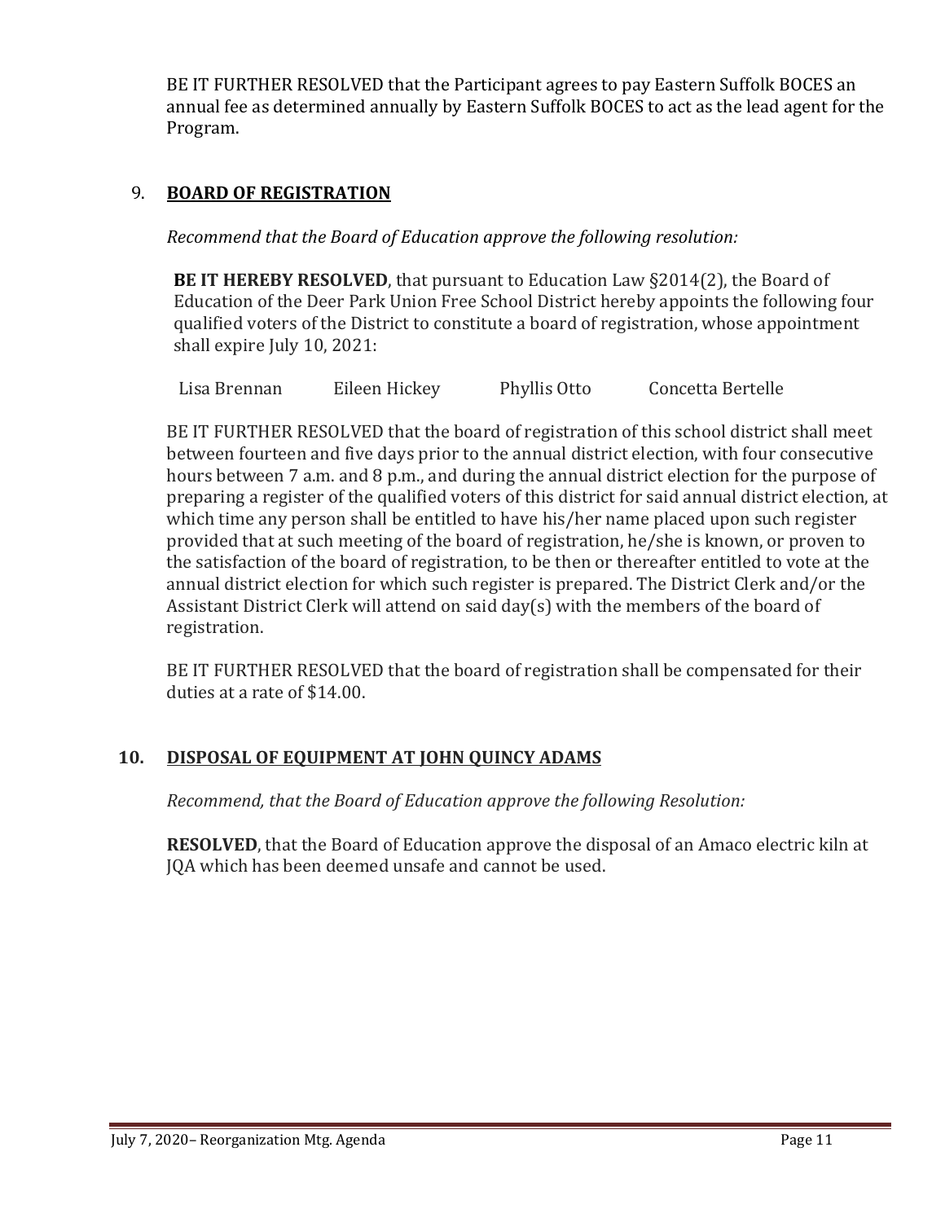BE IT FURTHER RESOLVED that the Participant agrees to pay Eastern Suffolk BOCES an annual fee as determined annually by Eastern Suffolk BOCES to act as the lead agent for the Program.

## 9. BOARD OF REGISTRATION

*Recommend that the Board of Education approve the following resolution:*

**BE IT HEREBY RESOLVED**, that pursuant to Education Law §2014(2), the Board of Education of the Deer Park Union Free School District hereby appoints the following four qualified voters of the District to constitute a board of registration, whose appointment shall expire July 10, 2021:

Lisa Brennan    Eileen Hickey    Phyllis Otto    Concetta Bertelle

BE IT FURTHER RESOLVED that the board of registration of this school district shall meet between fourteen and five days prior to the annual district election, with four consecutive hours between 7 a.m. and 8 p.m., and during the annual district election for the purpose of preparing a register of the qualified voters of this district for said annual district election, at which time any person shall be entitled to have his/her name placed upon such register provided that at such meeting of the board of registration, he/she is known, or proven to the satisfaction of the board of registration, to be then or thereafter entitled to vote at the annual district election for which such register is prepared. The District Clerk and/or the Assistant District Clerk will attend on said day(s) with the members of the board of registration.

BE IT FURTHER RESOLVED that the board of registration shall be compensated for their duties at a rate of $14.00.

## 10. DISPOSAL OF EQUIPMENT AT JOHN QUINCY ADAMS

*Recommend, that the Board of Education approve the following Resolution:*

**RESOLVED**, that the Board of Education approve the disposal of an Amaco electric kiln at JQA which has been deemed unsafe and cannot be used.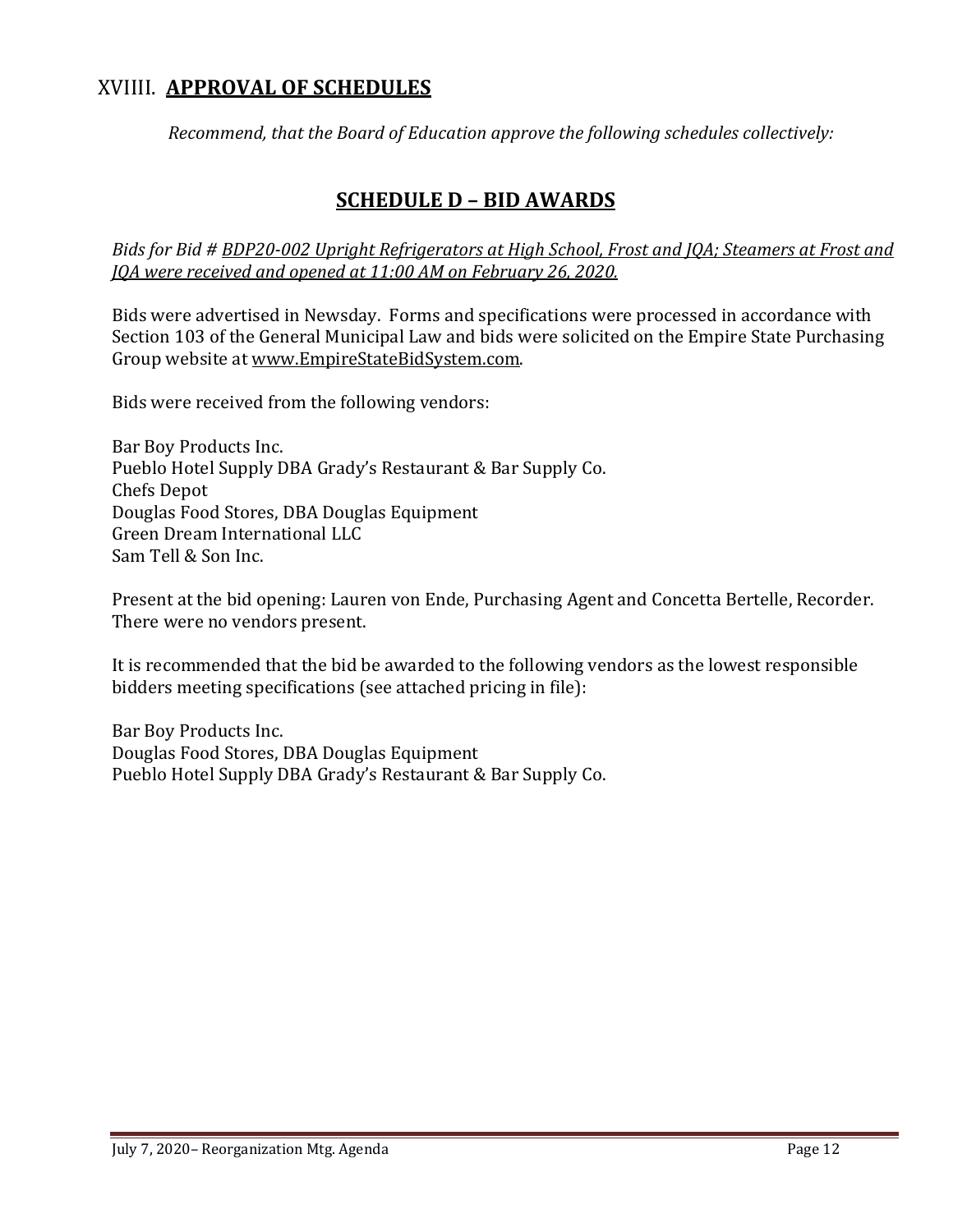## XVIIII. **APPROVAL OF SCHEDULES**

*Recommend, that the Board of Education approve the following schedules collectively:*

## **SCHEDULE D – BID AWARDS**

*Bids for Bid # BDP20-002 Upright Refrigerators at High School, Frost and JQA; Steamers at Frost and JQA were received and opened at 11:00 AM on February 26, 2020.*

Bids were advertised in Newsday. Forms and specifications were processed in accordance with Section 103 of the General Municipal Law and bids were solicited on the Empire State Purchasing Group website at www.EmpireStateBidSystem.com.

Bids were received from the following vendors:

Bar Boy Products Inc.
Pueblo Hotel Supply DBA Grady's Restaurant & Bar Supply Co.
Chefs Depot
Douglas Food Stores, DBA Douglas Equipment
Green Dream International LLC
Sam Tell & Son Inc.

Present at the bid opening: Lauren von Ende, Purchasing Agent and Concetta Bertelle, Recorder. There were no vendors present.

It is recommended that the bid be awarded to the following vendors as the lowest responsible bidders meeting specifications (see attached pricing in file):

Bar Boy Products Inc.
Douglas Food Stores, DBA Douglas Equipment
Pueblo Hotel Supply DBA Grady's Restaurant & Bar Supply Co.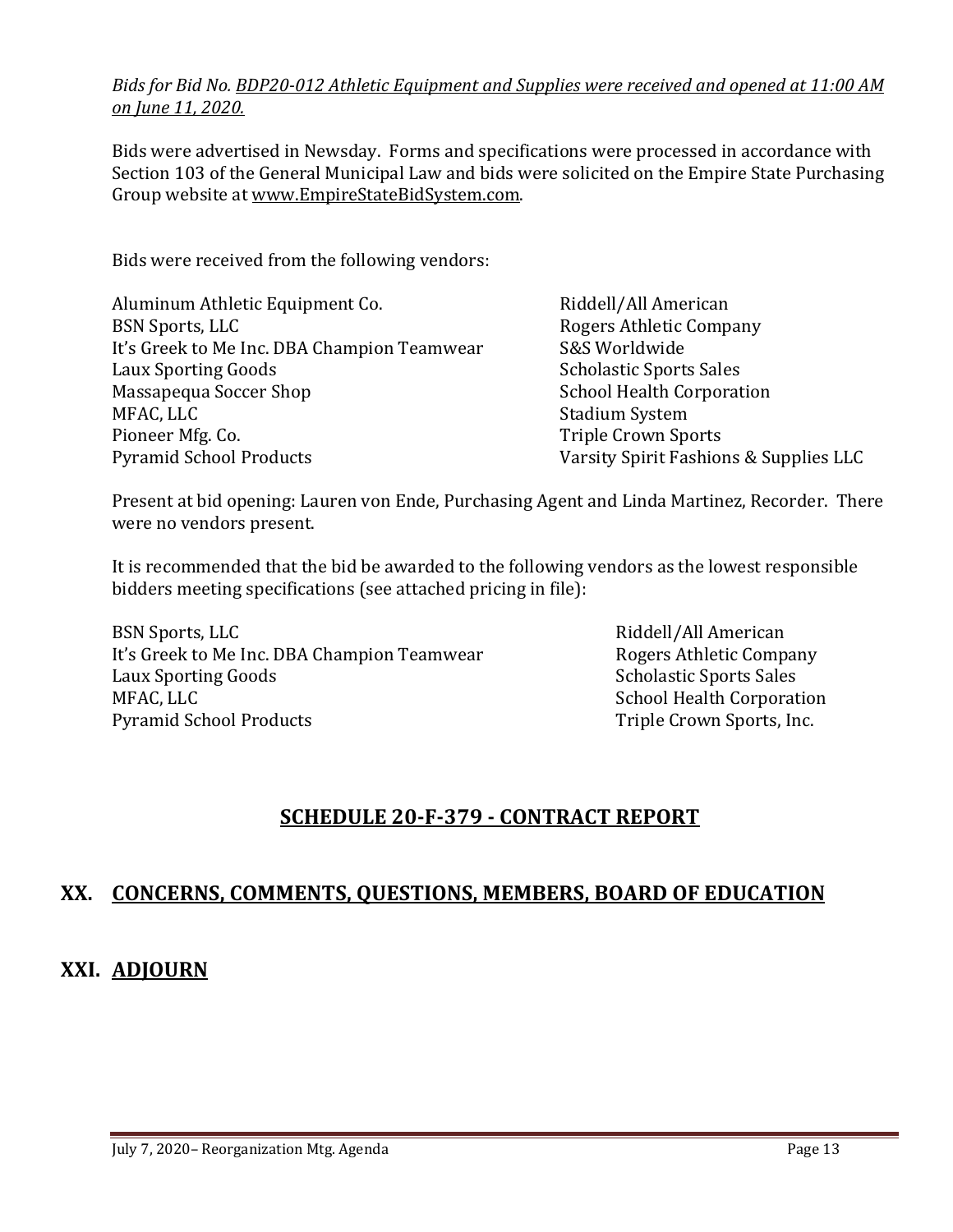*Bids for Bid No. BDP20-012 Athletic Equipment and Supplies were received and opened at 11:00 AM on June 11, 2020.*

Bids were advertised in Newsday. Forms and specifications were processed in accordance with Section 103 of the General Municipal Law and bids were solicited on the Empire State Purchasing Group website at www.EmpireStateBidSystem.com.

Bids were received from the following vendors:

Aluminum Athletic Equipment Co.
BSN Sports, LLC
It's Greek to Me Inc. DBA Champion Teamwear
Laux Sporting Goods
Massapequa Soccer Shop
MFAC, LLC
Pioneer Mfg. Co.
Pyramid School Products
Riddell/All American
Rogers Athletic Company
S&S Worldwide
Scholastic Sports Sales
School Health Corporation
Stadium System
Triple Crown Sports
Varsity Spirit Fashions & Supplies LLC

Present at bid opening: Lauren von Ende, Purchasing Agent and Linda Martinez, Recorder. There were no vendors present.

It is recommended that the bid be awarded to the following vendors as the lowest responsible bidders meeting specifications (see attached pricing in file):

BSN Sports, LLC
It's Greek to Me Inc. DBA Champion Teamwear
Laux Sporting Goods
MFAC, LLC
Pyramid School Products
Riddell/All American
Rogers Athletic Company
Scholastic Sports Sales
School Health Corporation
Triple Crown Sports, Inc.

## SCHEDULE 20-F-379 - CONTRACT REPORT

## XX. CONCERNS, COMMENTS, QUESTIONS, MEMBERS, BOARD OF EDUCATION

## XXI. ADJOURN